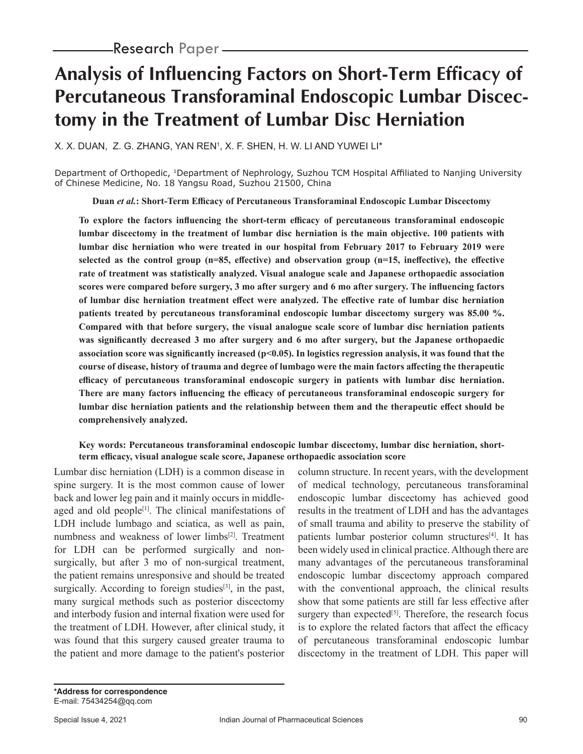Research Paper

# Analysis of Influencing Factors on Short-Term Efficacy of Percutaneous Transforaminal Endoscopic Lumbar Discectomy in the Treatment of Lumbar Disc Herniation

X. X. DUAN, Z. G. ZHANG, YAN REN[1], X. F. SHEN, H. W. LI AND YUWEI LI*

Department of Orthopedic, [1]Department of Nephrology, Suzhou TCM Hospital Affiliated to Nanjing University of Chinese Medicine, No. 18 Yangsu Road, Suzhou 21500, China

**Duan *et al.*: Short-Term Efficacy of Percutaneous Transforaminal Endoscopic Lumbar Discectomy**

**To explore the factors influencing the short-term efficacy of percutaneous transforaminal endoscopic lumbar discectomy in the treatment of lumbar disc herniation is the main objective. 100 patients with lumbar disc herniation who were treated in our hospital from February 2017 to February 2019 were selected as the control group (n=85, effective) and observation group (n=15, ineffective), the effective rate of treatment was statistically analyzed. Visual analogue scale and Japanese orthopaedic association scores were compared before surgery, 3 mo after surgery and 6 mo after surgery. The influencing factors of lumbar disc herniation treatment effect were analyzed. The effective rate of lumbar disc herniation patients treated by percutaneous transforaminal endoscopic lumbar discectomy surgery was 85.00 %. Compared with that before surgery, the visual analogue scale score of lumbar disc herniation patients was significantly decreased 3 mo after surgery and 6 mo after surgery, but the Japanese orthopaedic association score was significantly increased ($p<0.05$). In logistics regression analysis, it was found that the course of disease, history of trauma and degree of lumbago were the main factors affecting the therapeutic efficacy of percutaneous transforaminal endoscopic surgery in patients with lumbar disc herniation. There are many factors influencing the efficacy of percutaneous transforaminal endoscopic surgery for lumbar disc herniation patients and the relationship between them and the therapeutic effect should be comprehensively analyzed.**

**Key words: Percutaneous transforaminal endoscopic lumbar discectomy, lumbar disc herniation, short-term efficacy, visual analogue scale score, Japanese orthopaedic association score**

Lumbar disc herniation (LDH) is a common disease in spine surgery. It is the most common cause of lower back and lower leg pain and it mainly occurs in middle-aged and old people[1]. The clinical manifestations of LDH include lumbago and sciatica, as well as pain, numbness and weakness of lower limbs[2]. Treatment for LDH can be performed surgically and non-surgically, but after 3 mo of non-surgical treatment, the patient remains unresponsive and should be treated surgically. According to foreign studies[3], in the past, many surgical methods such as posterior discectomy and interbody fusion and internal fixation were used for the treatment of LDH. However, after clinical study, it was found that this surgery caused greater trauma to the patient and more damage to the patient's posterior column structure. In recent years, with the development of medical technology, percutaneous transforaminal endoscopic lumbar discectomy has achieved good results in the treatment of LDH and has the advantages of small trauma and ability to preserve the stability of patients lumbar posterior column structures[4]. It has been widely used in clinical practice. Although there are many advantages of the percutaneous transforaminal endoscopic lumbar discectomy approach compared with the conventional approach, the clinical results show that some patients are still far less effective after surgery than expected[5]. Therefore, the research focus is to explore the related factors that affect the efficacy of percutaneous transforaminal endoscopic lumbar discectomy in the treatment of LDH. This paper will

**\*Address for correspondence**
E-mail: 75434254@qq.com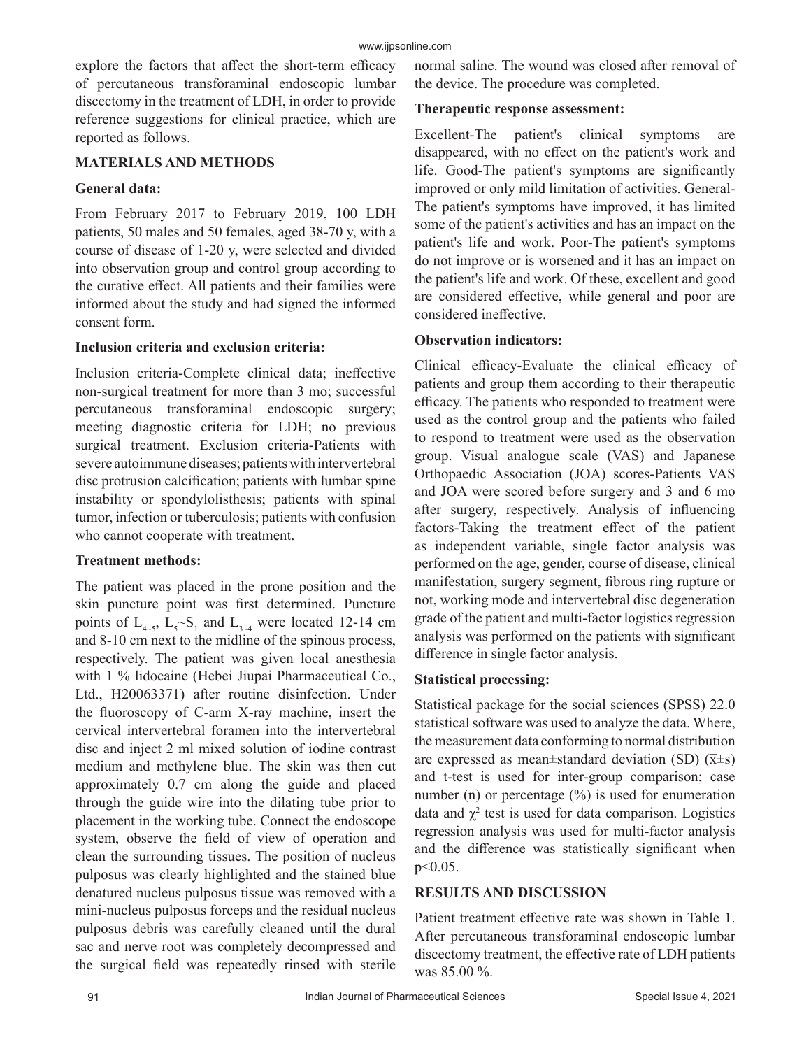explore the factors that affect the short-term efficacy of percutaneous transforaminal endoscopic lumbar discectomy in the treatment of LDH, in order to provide reference suggestions for clinical practice, which are reported as follows.

## MATERIALS AND METHODS

### General data:

From February 2017 to February 2019, 100 LDH patients, 50 males and 50 females, aged 38-70 y, with a course of disease of 1-20 y, were selected and divided into observation group and control group according to the curative effect. All patients and their families were informed about the study and had signed the informed consent form.

### Inclusion criteria and exclusion criteria:

Inclusion criteria-Complete clinical data; ineffective non-surgical treatment for more than 3 mo; successful percutaneous transforaminal endoscopic surgery; meeting diagnostic criteria for LDH; no previous surgical treatment. Exclusion criteria-Patients with severe autoimmune diseases; patients with intervertebral disc protrusion calcification; patients with lumbar spine instability or spondylolisthesis; patients with spinal tumor, infection or tuberculosis; patients with confusion who cannot cooperate with treatment.

### Treatment methods:

The patient was placed in the prone position and the skin puncture point was first determined. Puncture points of $L_{4-5}$, $L_5$~$S_1$ and $L_{3-4}$ were located 12-14 cm and 8-10 cm next to the midline of the spinous process, respectively. The patient was given local anesthesia with 1 % lidocaine (Hebei Jiupai Pharmaceutical Co., Ltd., H20063371) after routine disinfection. Under the fluoroscopy of C-arm X-ray machine, insert the cervical intervertebral foramen into the intervertebral disc and inject 2 ml mixed solution of iodine contrast medium and methylene blue. The skin was then cut approximately 0.7 cm along the guide and placed through the guide wire into the dilating tube prior to placement in the working tube. Connect the endoscope system, observe the field of view of operation and clean the surrounding tissues. The position of nucleus pulposus was clearly highlighted and the stained blue denatured nucleus pulposus tissue was removed with a mini-nucleus pulposus forceps and the residual nucleus pulposus debris was carefully cleaned until the dural sac and nerve root was completely decompressed and the surgical field was repeatedly rinsed with sterile normal saline. The wound was closed after removal of the device. The procedure was completed.

### Therapeutic response assessment:

Excellent-The patient's clinical symptoms are disappeared, with no effect on the patient's work and life. Good-The patient's symptoms are significantly improved or only mild limitation of activities. General-The patient's symptoms have improved, it has limited some of the patient's activities and has an impact on the patient's life and work. Poor-The patient's symptoms do not improve or is worsened and it has an impact on the patient's life and work. Of these, excellent and good are considered effective, while general and poor are considered ineffective.

### Observation indicators:

Clinical efficacy-Evaluate the clinical efficacy of patients and group them according to their therapeutic efficacy. The patients who responded to treatment were used as the control group and the patients who failed to respond to treatment were used as the observation group. Visual analogue scale (VAS) and Japanese Orthopaedic Association (JOA) scores-Patients VAS and JOA were scored before surgery and 3 and 6 mo after surgery, respectively. Analysis of influencing factors-Taking the treatment effect of the patient as independent variable, single factor analysis was performed on the age, gender, course of disease, clinical manifestation, surgery segment, fibrous ring rupture or not, working mode and intervertebral disc degeneration grade of the patient and multi-factor logistics regression analysis was performed on the patients with significant difference in single factor analysis.

### Statistical processing:

Statistical package for the social sciences (SPSS) 22.0 statistical software was used to analyze the data. Where, the measurement data conforming to normal distribution are expressed as mean±standard deviation (SD) ($\bar{x}$±s) and t-test is used for inter-group comparison; case number (n) or percentage (%) is used for enumeration data and $\chi^2$ test is used for data comparison. Logistics regression analysis was used for multi-factor analysis and the difference was statistically significant when $p<0.05$.

## RESULTS AND DISCUSSION

Patient treatment effective rate was shown in Table 1. After percutaneous transforaminal endoscopic lumbar discectomy treatment, the effective rate of LDH patients was 85.00 %.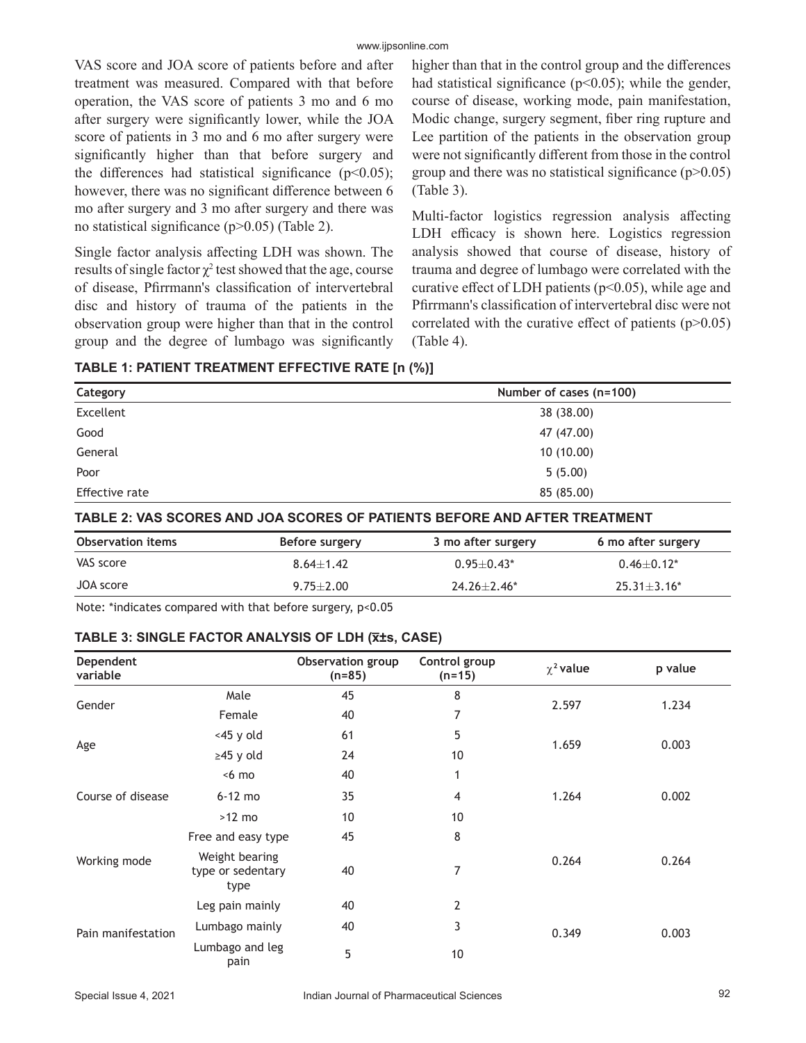VAS score and JOA score of patients before and after treatment was measured. Compared with that before operation, the VAS score of patients 3 mo and 6 mo after surgery were significantly lower, while the JOA score of patients in 3 mo and 6 mo after surgery were significantly higher than that before surgery and the differences had statistical significance ($p<0.05$); however, there was no significant difference between 6 mo after surgery and 3 mo after surgery and there was no statistical significance ($p>0.05$) (Table 2).

Single factor analysis affecting LDH was shown. The results of single factor $\chi^2$ test showed that the age, course of disease, Pfirrmann's classification of intervertebral disc and history of trauma of the patients in the observation group were higher than that in the control group and the degree of lumbago was significantly higher than that in the control group and the differences had statistical significance ($p<0.05$); while the gender, course of disease, working mode, pain manifestation, Modic change, surgery segment, fiber ring rupture and Lee partition of the patients in the observation group were not significantly different from those in the control group and there was no statistical significance ($p>0.05$) (Table 3).

Multi-factor logistics regression analysis affecting LDH efficacy is shown here. Logistics regression analysis showed that course of disease, history of trauma and degree of lumbago were correlated with the curative effect of LDH patients ($p<0.05$), while age and Pfirrmann's classification of intervertebral disc were not correlated with the curative effect of patients ($p>0.05$) (Table 4).

**TABLE 1: PATIENT TREATMENT EFFECTIVE RATE [n (%)]**

| Category | Number of cases (n=100) |
|---|---|
| Excellent | 38 (38.00) |
| Good | 47 (47.00) |
| General | 10 (10.00) |
| Poor | 5 (5.00) |
| Effective rate | 85 (85.00) |

**TABLE 2: VAS SCORES AND JOA SCORES OF PATIENTS BEFORE AND AFTER TREATMENT**

| Observation items | Before surgery | 3 mo after surgery | 6 mo after surgery |
|---|---|---|---|
| VAS score | 8.64±1.42 | 0.95±0.43* | 0.46±0.12* |
| JOA score | 9.75±2.00 | 24.26±2.46* | 25.31±3.16* |

Note: *indicates compared with that before surgery, $p<0.05$

**TABLE 3: SINGLE FACTOR ANALYSIS OF LDH ($\bar{x}$±s, CASE)**

| Dependent variable | | Observation group (n=85) | Control group (n=15) | $\chi^2$ value | p value |
|---|---|---|---|---|---|
| Gender | Male | 45 | 8 | 2.597 | 1.234 |
| | Female | 40 | 7 | | |
| Age | <45 y old | 61 | 5 | 1.659 | 0.003 |
| | ≥45 y old | 24 | 10 | | |
| Course of disease | <6 mo | 40 | 1 | 1.264 | 0.002 |
| | 6-12 mo | 35 | 4 | | |
| | >12 mo | 10 | 10 | | |
| Working mode | Free and easy type | 45 | 8 | 0.264 | 0.264 |
| | Weight bearing type or sedentary type | 40 | 7 | | |
| Pain manifestation | Leg pain mainly | 40 | 2 | 0.349 | 0.003 |
| | Lumbago mainly | 40 | 3 | | |
| | Lumbago and leg pain | 5 | 10 | | |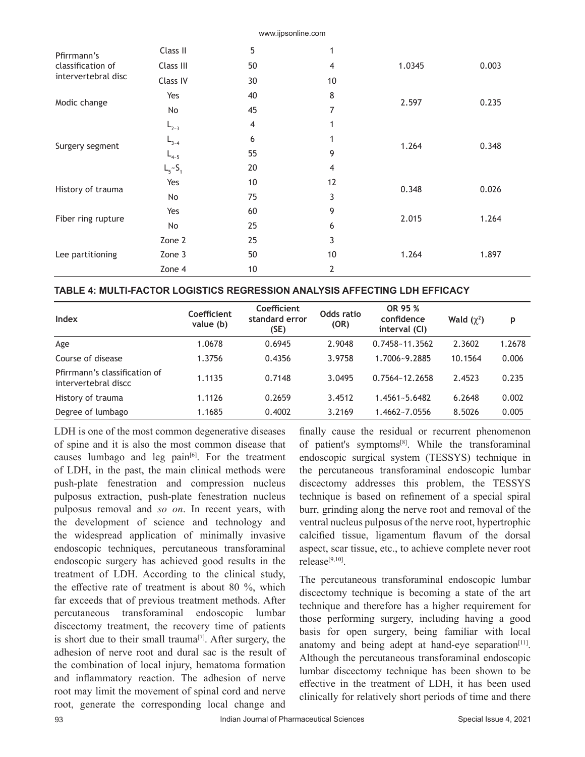| | | | | | |
|---|---|---|---|---|---|
| Pfirrmann's classification of intervertebral disc | Class II | 5 | 1 | 1.0345 | 0.003 |
| | Class III | 50 | 4 | | |
| | Class IV | 30 | 10 | | |
| Modic change | Yes | 40 | 8 | 2.597 | 0.235 |
| | No | 45 | 7 | | |
| Surgery segment | $L_{2-3}$ | 4 | 1 | 1.264 | 0.348 |
| | $L_{3-4}$ | 6 | 1 | | |
| | $L_{4-5}$ | 55 | 9 | | |
| | $L_5$~$S_1$ | 20 | 4 | | |
| History of trauma | Yes | 10 | 12 | 0.348 | 0.026 |
| | No | 75 | 3 | | |
| Fiber ring rupture | Yes | 60 | 9 | 2.015 | 1.264 |
| | No | 25 | 6 | | |
| Lee partitioning | Zone 2 | 25 | 3 | 1.264 | 1.897 |
| | Zone 3 | 50 | 10 | | |
| | Zone 4 | 10 | 2 | | |

**TABLE 4: MULTI-FACTOR LOGISTICS REGRESSION ANALYSIS AFFECTING LDH EFFICACY**

| Index | Coefficient value (b) | Coefficient standard error (SE) | Odds ratio (OR) | OR 95 % confidence interval (CI) | Wald ($\chi^2$) | p |
|---|---|---|---|---|---|---|
| Age | 1.0678 | 0.6945 | 2.9048 | 0.7458~11.3562 | 2.3602 | 1.2678 |
| Course of disease | 1.3756 | 0.4356 | 3.9758 | 1.7006~9.2885 | 10.1564 | 0.006 |
| Pfirrmann's classification of intervertebral discc | 1.1135 | 0.7148 | 3.0495 | 0.7564~12.2658 | 2.4523 | 0.235 |
| History of trauma | 1.1126 | 0.2659 | 3.4512 | 1.4561~5.6482 | 6.2648 | 0.002 |
| Degree of lumbago | 1.1685 | 0.4002 | 3.2169 | 1.4662~7.0556 | 8.5026 | 0.005 |

LDH is one of the most common degenerative diseases of spine and it is also the most common disease that causes lumbago and leg pain[6]. For the treatment of LDH, in the past, the main clinical methods were push-plate fenestration and compression nucleus pulposus extraction, push-plate fenestration nucleus pulposus removal and *so on*. In recent years, with the development of science and technology and the widespread application of minimally invasive endoscopic techniques, percutaneous transforaminal endoscopic surgery has achieved good results in the treatment of LDH. According to the clinical study, the effective rate of treatment is about 80 %, which far exceeds that of previous treatment methods. After percutaneous transforaminal endoscopic lumbar discectomy treatment, the recovery time of patients is short due to their small trauma[7]. After surgery, the adhesion of nerve root and dural sac is the result of the combination of local injury, hematoma formation and inflammatory reaction. The adhesion of nerve root may limit the movement of spinal cord and nerve root, generate the corresponding local change and finally cause the residual or recurrent phenomenon of patient's symptoms[8]. While the transforaminal endoscopic surgical system (TESSYS) technique in the percutaneous transforaminal endoscopic lumbar discectomy addresses this problem, the TESSYS technique is based on refinement of a special spiral burr, grinding along the nerve root and removal of the ventral nucleus pulposus of the nerve root, hypertrophic calcified tissue, ligamentum flavum of the dorsal aspect, scar tissue, etc., to achieve complete never root release[9,10].

The percutaneous transforaminal endoscopic lumbar discectomy technique is becoming a state of the art technique and therefore has a higher requirement for those performing surgery, including having a good basis for open surgery, being familiar with local anatomy and being adept at hand-eye separation[11]. Although the percutaneous transforaminal endoscopic lumbar discectomy technique has been shown to be effective in the treatment of LDH, it has been used clinically for relatively short periods of time and there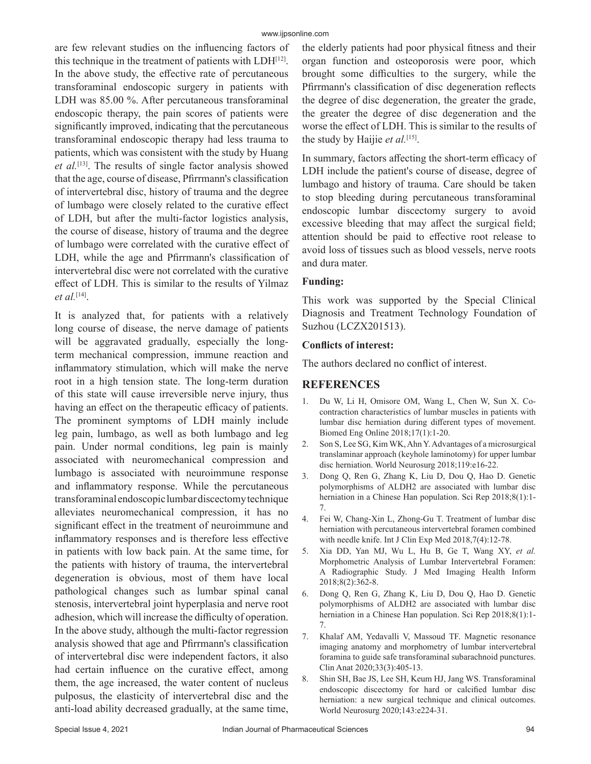are few relevant studies on the influencing factors of this technique in the treatment of patients with LDH[12]. In the above study, the effective rate of percutaneous transforaminal endoscopic surgery in patients with LDH was 85.00 %. After percutaneous transforaminal endoscopic therapy, the pain scores of patients were significantly improved, indicating that the percutaneous transforaminal endoscopic therapy had less trauma to patients, which was consistent with the study by Huang *et al.*[13]. The results of single factor analysis showed that the age, course of disease, Pfirrmann's classification of intervertebral disc, history of trauma and the degree of lumbago were closely related to the curative effect of LDH, but after the multi-factor logistics analysis, the course of disease, history of trauma and the degree of lumbago were correlated with the curative effect of LDH, while the age and Pfirrmann's classification of intervertebral disc were not correlated with the curative effect of LDH. This is similar to the results of Yilmaz *et al.*[14].

It is analyzed that, for patients with a relatively long course of disease, the nerve damage of patients will be aggravated gradually, especially the long-term mechanical compression, immune reaction and inflammatory stimulation, which will make the nerve root in a high tension state. The long-term duration of this state will cause irreversible nerve injury, thus having an effect on the therapeutic efficacy of patients. The prominent symptoms of LDH mainly include leg pain, lumbago, as well as both lumbago and leg pain. Under normal conditions, leg pain is mainly associated with neuromechanical compression and lumbago is associated with neuroimmune response and inflammatory response. While the percutaneous transforaminal endoscopic lumbar discectomy technique alleviates neuromechanical compression, it has no significant effect in the treatment of neuroimmune and inflammatory responses and is therefore less effective in patients with low back pain. At the same time, for the patients with history of trauma, the intervertebral degeneration is obvious, most of them have local pathological changes such as lumbar spinal canal stenosis, intervertebral joint hyperplasia and nerve root adhesion, which will increase the difficulty of operation. In the above study, although the multi-factor regression analysis showed that age and Pfirrmann's classification of intervertebral disc were independent factors, it also had certain influence on the curative effect, among them, the age increased, the water content of nucleus pulposus, the elasticity of intervertebral disc and the anti-load ability decreased gradually, at the same time, the elderly patients had poor physical fitness and their organ function and osteoporosis were poor, which brought some difficulties to the surgery, while the Pfirrmann's classification of disc degeneration reflects the degree of disc degeneration, the greater the grade, the greater the degree of disc degeneration and the worse the effect of LDH. This is similar to the results of the study by Haijie *et al.*[15].

In summary, factors affecting the short-term efficacy of LDH include the patient's course of disease, degree of lumbago and history of trauma. Care should be taken to stop bleeding during percutaneous transforaminal endoscopic lumbar discectomy surgery to avoid excessive bleeding that may affect the surgical field; attention should be paid to effective root release to avoid loss of tissues such as blood vessels, nerve roots and dura mater.

### Funding:

This work was supported by the Special Clinical Diagnosis and Treatment Technology Foundation of Suzhou (LCZX201513).

### Conflicts of interest:

The authors declared no conflict of interest.

## REFERENCES

1. Du W, Li H, Omisore OM, Wang L, Chen W, Sun X. Co-contraction characteristics of lumbar muscles in patients with lumbar disc herniation during different types of movement. Biomed Eng Online 2018;17(1):1-20.
2. Son S, Lee SG, Kim WK, Ahn Y. Advantages of a microsurgical translaminar approach (keyhole laminotomy) for upper lumbar disc herniation. World Neurosurg 2018;119:e16-22.
3. Dong Q, Ren G, Zhang K, Liu D, Dou Q, Hao D. Genetic polymorphisms of ALDH2 are associated with lumbar disc herniation in a Chinese Han population. Sci Rep 2018;8(1):1-7.
4. Fei W, Chang-Xin L, Zhong-Gu T. Treatment of lumbar disc herniation with percutaneous intervertebral foramen combined with needle knife. Int J Clin Exp Med 2018,7(4):12-78.
5. Xia DD, Yan MJ, Wu L, Hu B, Ge T, Wang XY, *et al.* Morphometric Analysis of Lumbar Intervertebral Foramen: A Radiographic Study. J Med Imaging Health Inform 2018;8(2):362-8.
6. Dong Q, Ren G, Zhang K, Liu D, Dou Q, Hao D. Genetic polymorphisms of ALDH2 are associated with lumbar disc herniation in a Chinese Han population. Sci Rep 2018;8(1):1-7.
7. Khalaf AM, Yedavalli V, Massoud TF. Magnetic resonance imaging anatomy and morphometry of lumbar intervertebral foramina to guide safe transforaminal subarachnoid punctures. Clin Anat 2020;33(3):405-13.
8. Shin SH, Bae JS, Lee SH, Keum HJ, Jang WS. Transforaminal endoscopic discectomy for hard or calcified lumbar disc herniation: a new surgical technique and clinical outcomes. World Neurosurg 2020;143:e224-31.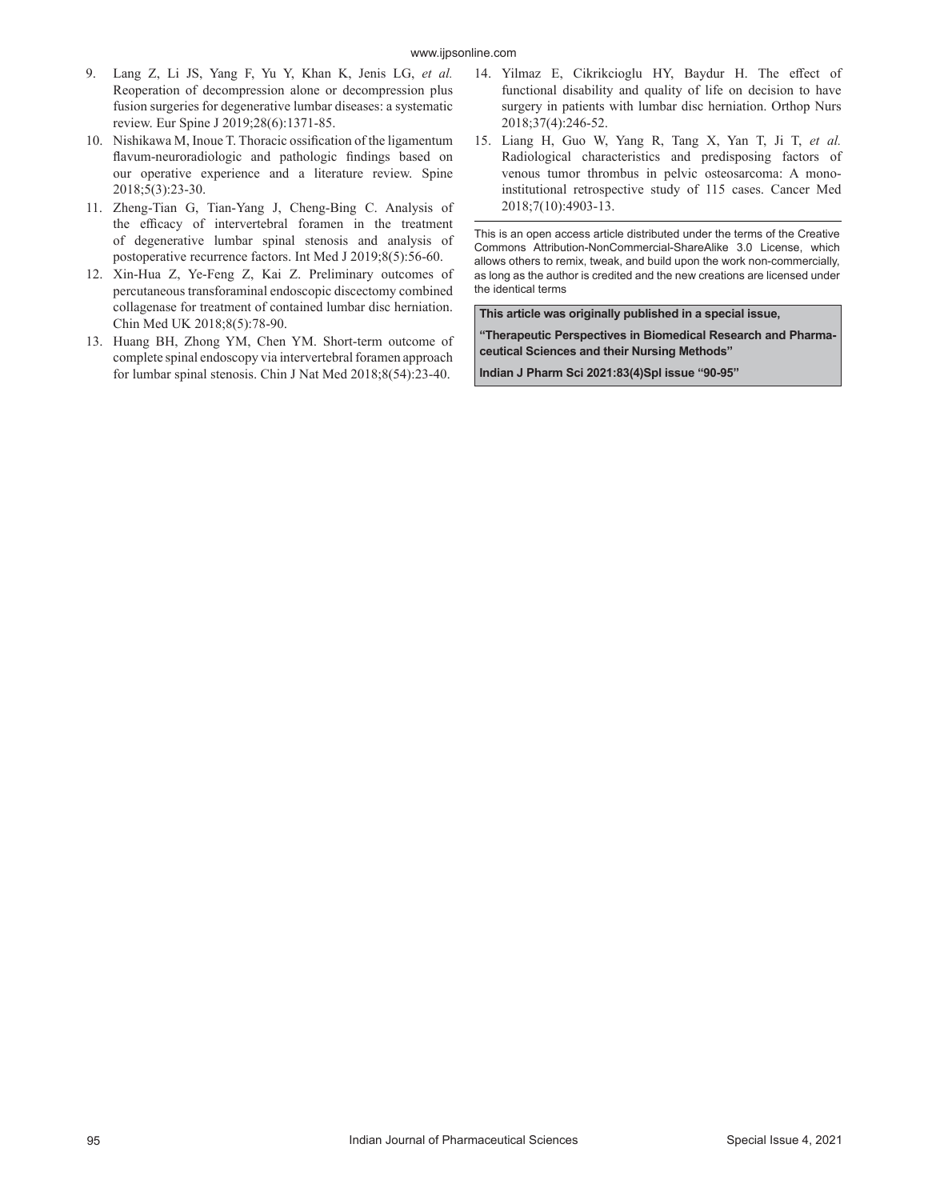9. Lang Z, Li JS, Yang F, Yu Y, Khan K, Jenis LG, *et al.* Reoperation of decompression alone or decompression plus fusion surgeries for degenerative lumbar diseases: a systematic review. Eur Spine J 2019;28(6):1371-85.
10. Nishikawa M, Inoue T. Thoracic ossification of the ligamentum flavum-neuroradiologic and pathologic findings based on our operative experience and a literature review. Spine 2018;5(3):23-30.
11. Zheng-Tian G, Tian-Yang J, Cheng-Bing C. Analysis of the efficacy of intervertebral foramen in the treatment of degenerative lumbar spinal stenosis and analysis of postoperative recurrence factors. Int Med J 2019;8(5):56-60.
12. Xin-Hua Z, Ye-Feng Z, Kai Z. Preliminary outcomes of percutaneous transforaminal endoscopic discectomy combined collagenase for treatment of contained lumbar disc herniation. Chin Med UK 2018;8(5):78-90.
13. Huang BH, Zhong YM, Chen YM. Short-term outcome of complete spinal endoscopy via intervertebral foramen approach for lumbar spinal stenosis. Chin J Nat Med 2018;8(54):23-40.
14. Yilmaz E, Cikrikcioglu HY, Baydur H. The effect of functional disability and quality of life on decision to have surgery in patients with lumbar disc herniation. Orthop Nurs 2018;37(4):246-52.
15. Liang H, Guo W, Yang R, Tang X, Yan T, Ji T, *et al.* Radiological characteristics and predisposing factors of venous tumor thrombus in pelvic osteosarcoma: A mono-institutional retrospective study of 115 cases. Cancer Med 2018;7(10):4903-13.

This is an open access article distributed under the terms of the Creative Commons Attribution-NonCommercial-ShareAlike 3.0 License, which allows others to remix, tweak, and build upon the work non-commercially, as long as the author is credited and the new creations are licensed under the identical terms

**This article was originally published in a special issue,**

**"Therapeutic Perspectives in Biomedical Research and Pharmaceutical Sciences and their Nursing Methods"**

**Indian J Pharm Sci 2021:83(4)Spl issue "90-95"**